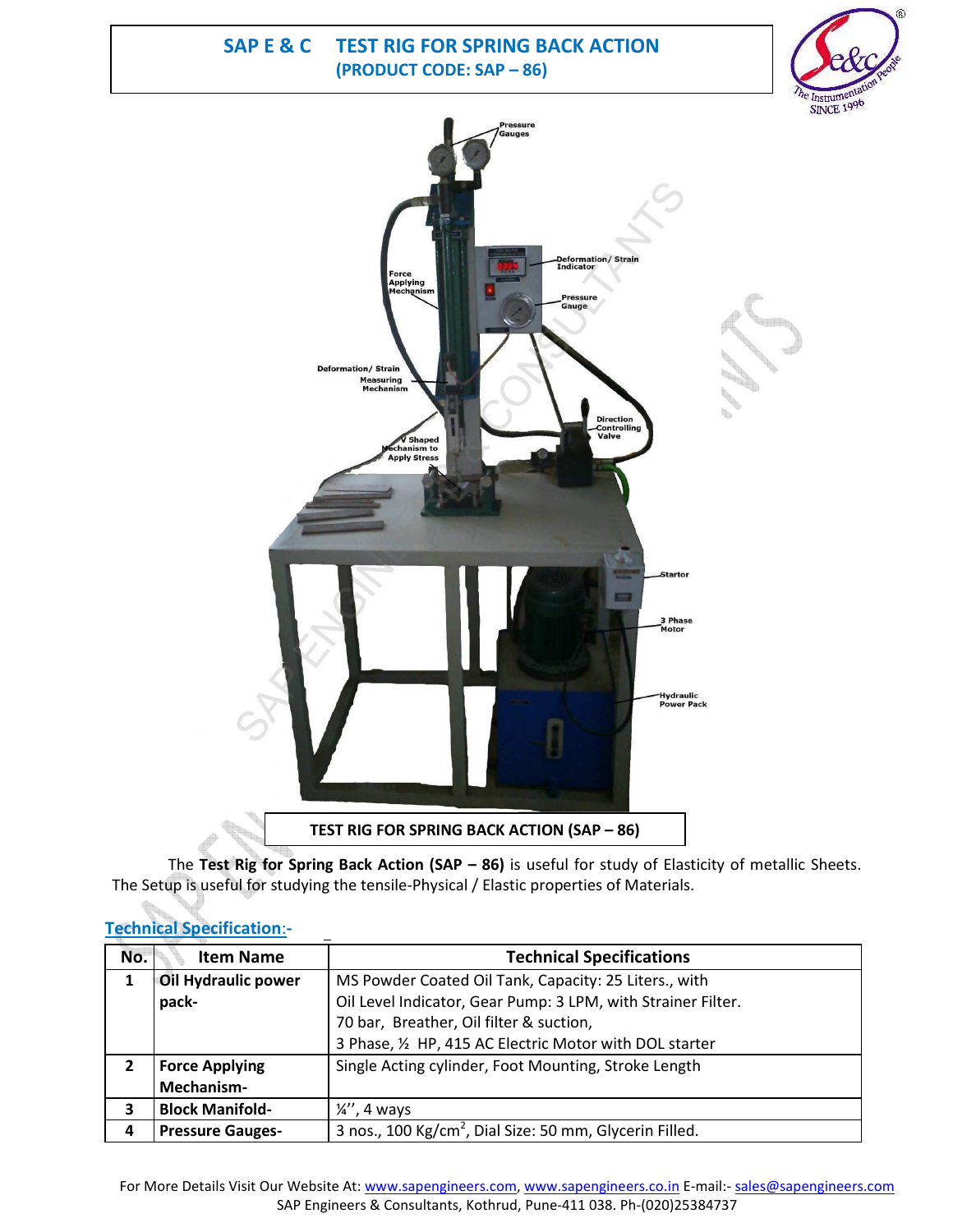# SAP E & C TEST RIG FOR SPRING BACK ACTION
## (PRODUCT CODE: SAP – 86)

**TEST RIG FOR SPRING BACK ACTION (SAP – 86)**

The **Test Rig for Spring Back Action (SAP – 86)** is useful for study of Elasticity of metallic Sheets. The Setup is useful for studying the tensile-Physical / Elastic properties of Materials.

## Technical Specification:-

| No. | Item Name | Technical Specifications |
|---|---|---|
| 1 | **Oil Hydraulic power pack-** | MS Powder Coated Oil Tank, Capacity: 25 Liters., with Oil Level Indicator, Gear Pump: 3 LPM, with Strainer Filter. 70 bar, Breather, Oil filter & suction, 3 Phase, ½ HP, 415 AC Electric Motor with DOL starter |
| 2 | **Force Applying Mechanism-** | Single Acting cylinder, Foot Mounting, Stroke Length |
| 3 | **Block Manifold-** | ¼'', 4 ways |
| 4 | **Pressure Gauges-** | 3 nos., 100 Kg/cm$^2$, Dial Size: 50 mm, Glycerin Filled. |

For More Details Visit Our Website At: www.sapengineers.com, www.sapengineers.co.in E-mail:- sales@sapengineers.com
SAP Engineers & Consultants, Kothrud, Pune-411 038. Ph-(020)25384737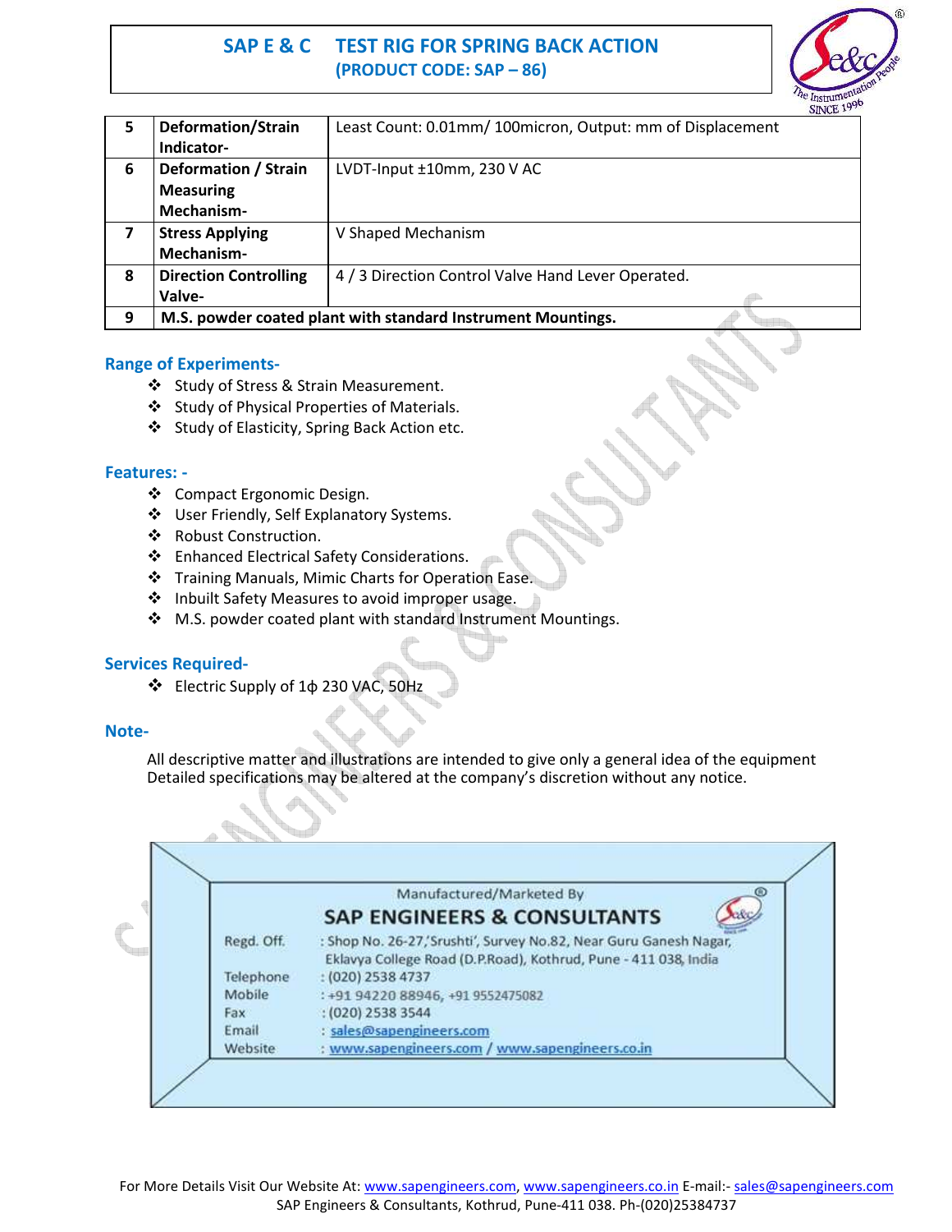# SAP E & C TEST RIG FOR SPRING BACK ACTION
## (PRODUCT CODE: SAP – 86)

| | | |
|---|---|---|
| 5 | **Deformation/Strain Indicator-** | Least Count: 0.01mm/ 100micron, Output: mm of Displacement |
| 6 | **Deformation / Strain Measuring Mechanism-** | LVDT-Input ±10mm, 230 V AC |
| 7 | **Stress Applying Mechanism-** | V Shaped Mechanism |
| 8 | **Direction Controlling Valve-** | 4 / 3 Direction Control Valve Hand Lever Operated. |
| 9 | **M.S. powder coated plant with standard Instrument Mountings.** | |

### Range of Experiments-

- Study of Stress & Strain Measurement.
- Study of Physical Properties of Materials.
- Study of Elasticity, Spring Back Action etc.

### Features: -

- Compact Ergonomic Design.
- User Friendly, Self Explanatory Systems.
- Robust Construction.
- Enhanced Electrical Safety Considerations.
- Training Manuals, Mimic Charts for Operation Ease.
- Inbuilt Safety Measures to avoid improper usage.
- M.S. powder coated plant with standard Instrument Mountings.

### Services Required-

- Electric Supply of 1ϕ 230 VAC, 50Hz

### Note-

All descriptive matter and illustrations are intended to give only a general idea of the equipment Detailed specifications may be altered at the company's discretion without any notice.

Manufactured/Marketed By

**SAP ENGINEERS & CONSULTANTS**

| | |
|---|---|
| Regd. Off. | : Shop No. 26-27,'Srushti', Survey No.82, Near Guru Ganesh Nagar, Eklavya College Road (D.P.Road), Kothrud, Pune - 411 038, India |
| Telephone | : (020) 2538 4737 |
| Mobile | : +91 94220 88946, +91 9552475082 |
| Fax | : (020) 2538 3544 |
| Email | : sales@sapengineers.com |
| Website | : www.sapengineers.com / www.sapengineers.co.in |